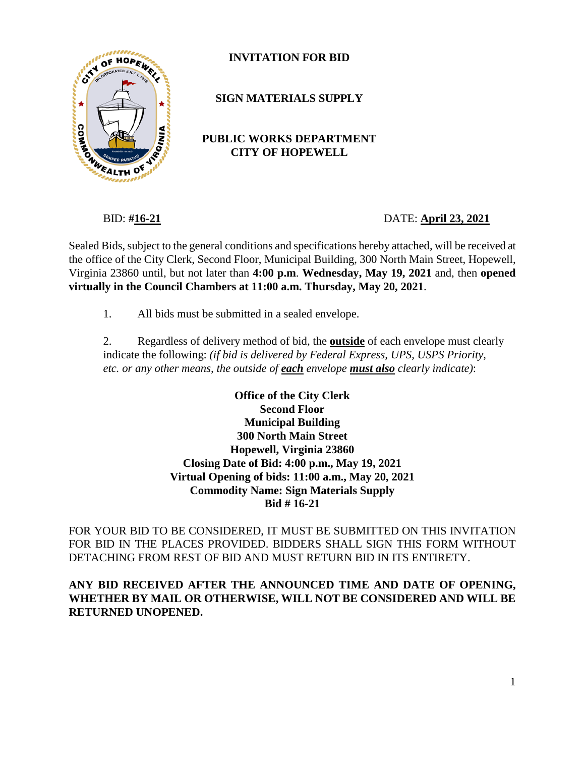# INVITATION FOR BID

## SIGN MATERIALS SUPPLY

## PUBLIC WORKS DEPARTMENT
## CITY OF HOPEWELL

BID: **#16-21** DATE: **April 23, 2021**

Sealed Bids, subject to the general conditions and specifications hereby attached, will be received at the office of the City Clerk, Second Floor, Municipal Building, 300 North Main Street, Hopewell, Virginia 23860 until, but not later than **4:00 p.m**. **Wednesday, May 19, 2021** and, then **opened virtually in the Council Chambers at 11:00 a.m. Thursday, May 20, 2021**.

1. All bids must be submitted in a sealed envelope.

2. Regardless of delivery method of bid, the **outside** of each envelope must clearly indicate the following: *(if bid is delivered by Federal Express, UPS, USPS Priority, etc. or any other means, the outside of **each** envelope **must also** clearly indicate)*:

**Office of the City Clerk**
**Second Floor**
**Municipal Building**
**300 North Main Street**
**Hopewell, Virginia 23860**
**Closing Date of Bid: 4:00 p.m., May 19, 2021**
**Virtual Opening of bids: 11:00 a.m., May 20, 2021**
**Commodity Name: Sign Materials Supply**
**Bid # 16-21**

FOR YOUR BID TO BE CONSIDERED, IT MUST BE SUBMITTED ON THIS INVITATION FOR BID IN THE PLACES PROVIDED. BIDDERS SHALL SIGN THIS FORM WITHOUT DETACHING FROM REST OF BID AND MUST RETURN BID IN ITS ENTIRETY.

**ANY BID RECEIVED AFTER THE ANNOUNCED TIME AND DATE OF OPENING, WHETHER BY MAIL OR OTHERWISE, WILL NOT BE CONSIDERED AND WILL BE RETURNED UNOPENED.**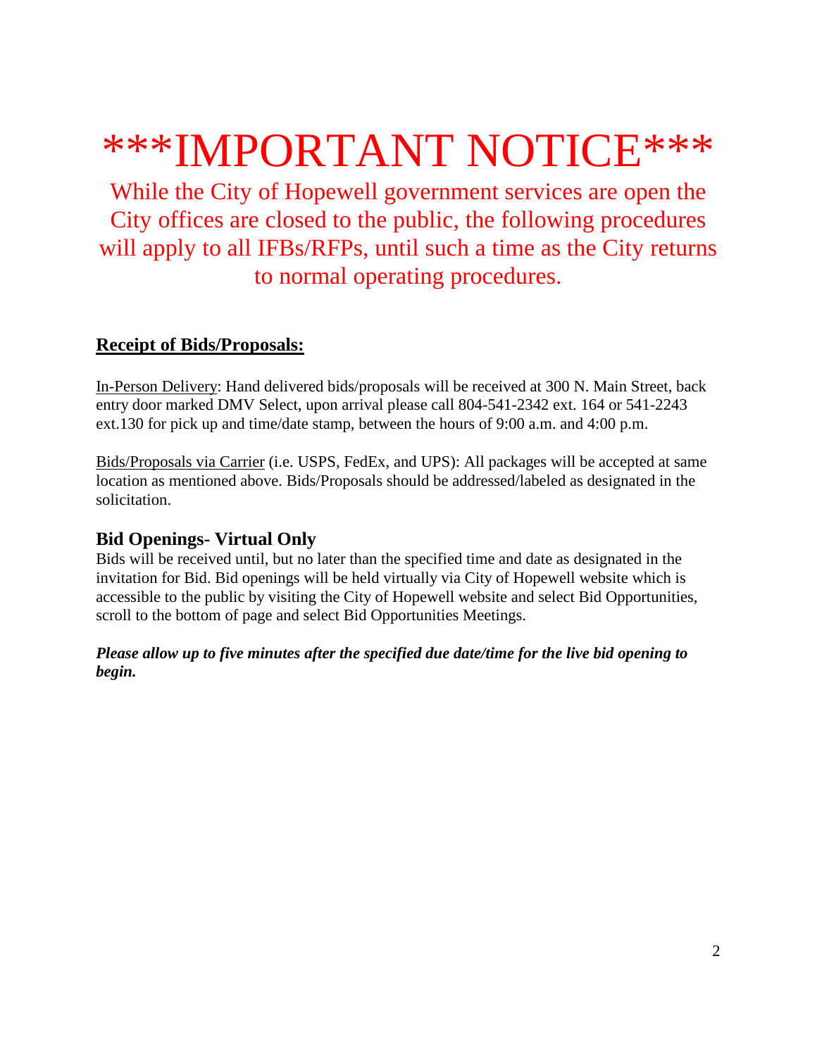# ***IMPORTANT NOTICE***

While the City of Hopewell government services are open the City offices are closed to the public, the following procedures will apply to all IFBs/RFPs, until such a time as the City returns to normal operating procedures.

## Receipt of Bids/Proposals:

In-Person Delivery: Hand delivered bids/proposals will be received at 300 N. Main Street, back entry door marked DMV Select, upon arrival please call 804-541-2342 ext. 164 or 541-2243 ext.130 for pick up and time/date stamp, between the hours of 9:00 a.m. and 4:00 p.m.

Bids/Proposals via Carrier (i.e. USPS, FedEx, and UPS): All packages will be accepted at same location as mentioned above. Bids/Proposals should be addressed/labeled as designated in the solicitation.

### Bid Openings- Virtual Only

Bids will be received until, but no later than the specified time and date as designated in the invitation for Bid. Bid openings will be held virtually via City of Hopewell website which is accessible to the public by visiting the City of Hopewell website and select Bid Opportunities, scroll to the bottom of page and select Bid Opportunities Meetings.

***Please allow up to five minutes after the specified due date/time for the live bid opening to begin.***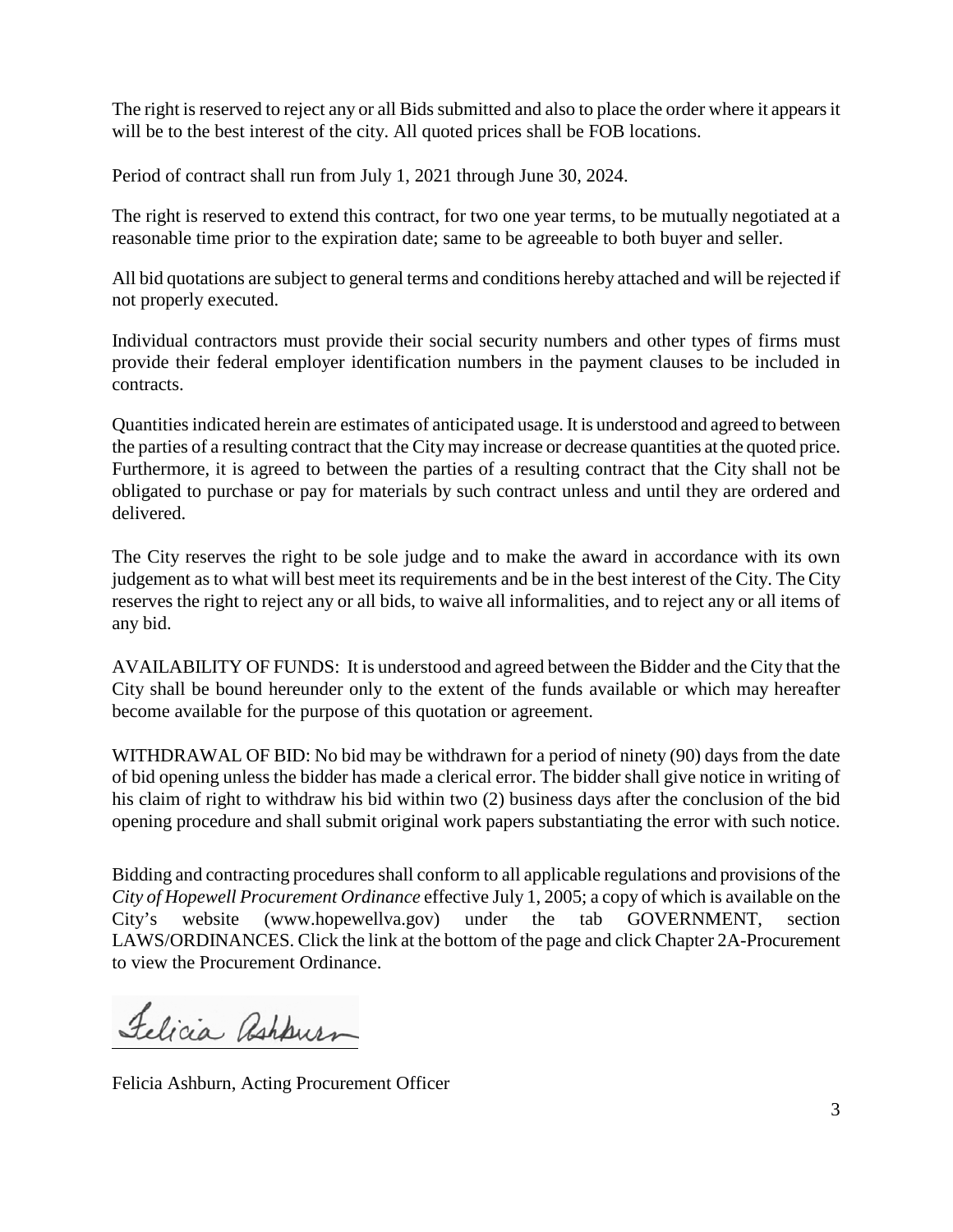The right is reserved to reject any or all Bids submitted and also to place the order where it appears it will be to the best interest of the city. All quoted prices shall be FOB locations.

Period of contract shall run from July 1, 2021 through June 30, 2024.

The right is reserved to extend this contract, for two one year terms, to be mutually negotiated at a reasonable time prior to the expiration date; same to be agreeable to both buyer and seller.

All bid quotations are subject to general terms and conditions hereby attached and will be rejected if not properly executed.

Individual contractors must provide their social security numbers and other types of firms must provide their federal employer identification numbers in the payment clauses to be included in contracts.

Quantities indicated herein are estimates of anticipated usage. It is understood and agreed to between the parties of a resulting contract that the City may increase or decrease quantities at the quoted price. Furthermore, it is agreed to between the parties of a resulting contract that the City shall not be obligated to purchase or pay for materials by such contract unless and until they are ordered and delivered.

The City reserves the right to be sole judge and to make the award in accordance with its own judgement as to what will best meet its requirements and be in the best interest of the City. The City reserves the right to reject any or all bids, to waive all informalities, and to reject any or all items of any bid.

AVAILABILITY OF FUNDS: It is understood and agreed between the Bidder and the City that the City shall be bound hereunder only to the extent of the funds available or which may hereafter become available for the purpose of this quotation or agreement.

WITHDRAWAL OF BID: No bid may be withdrawn for a period of ninety (90) days from the date of bid opening unless the bidder has made a clerical error. The bidder shall give notice in writing of his claim of right to withdraw his bid within two (2) business days after the conclusion of the bid opening procedure and shall submit original work papers substantiating the error with such notice.

Bidding and contracting procedures shall conform to all applicable regulations and provisions of the *City of Hopewell Procurement Ordinance* effective July 1, 2005; a copy of which is available on the City's website (www.hopewellva.gov) under the tab GOVERNMENT, section LAWS/ORDINANCES. Click the link at the bottom of the page and click Chapter 2A-Procurement to view the Procurement Ordinance.

Felicia Ashburn

Felicia Ashburn, Acting Procurement Officer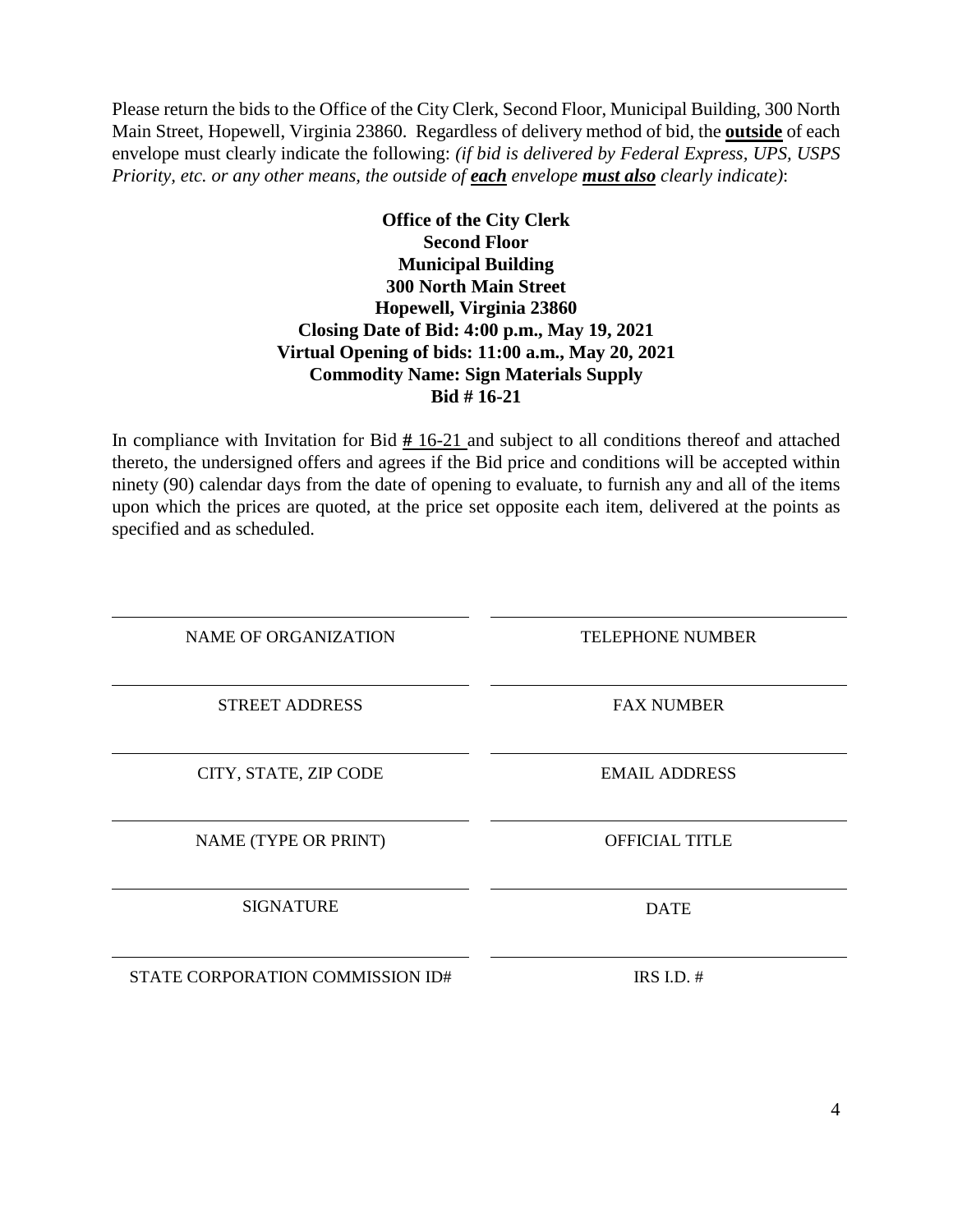Please return the bids to the Office of the City Clerk, Second Floor, Municipal Building, 300 North Main Street, Hopewell, Virginia 23860. Regardless of delivery method of bid, the **outside** of each envelope must clearly indicate the following: *(if bid is delivered by Federal Express, UPS, USPS Priority, etc. or any other means, the outside of **each** envelope **must also** clearly indicate)*:

**Office of the City Clerk**
**Second Floor**
**Municipal Building**
**300 North Main Street**
**Hopewell, Virginia 23860**
**Closing Date of Bid: 4:00 p.m., May 19, 2021**
**Virtual Opening of bids: 11:00 a.m., May 20, 2021**
**Commodity Name: Sign Materials Supply**
**Bid # 16-21**

In compliance with Invitation for Bid # 16-21 and subject to all conditions thereof and attached thereto, the undersigned offers and agrees if the Bid price and conditions will be accepted within ninety (90) calendar days from the date of opening to evaluate, to furnish any and all of the items upon which the prices are quoted, at the price set opposite each item, delivered at the points as specified and as scheduled.

| | |
|---|---|
| ______________________________ | ______________________________ |
| NAME OF ORGANIZATION | TELEPHONE NUMBER |
| ______________________________ | ______________________________ |
| STREET ADDRESS | FAX NUMBER |
| ______________________________ | ______________________________ |
| CITY, STATE, ZIP CODE | EMAIL ADDRESS |
| ______________________________ | ______________________________ |
| NAME (TYPE OR PRINT) | OFFICIAL TITLE |
| ______________________________ | ______________________________ |
| SIGNATURE | DATE |
| ______________________________ | ______________________________ |
| STATE CORPORATION COMMISSION ID# | IRS I.D. # |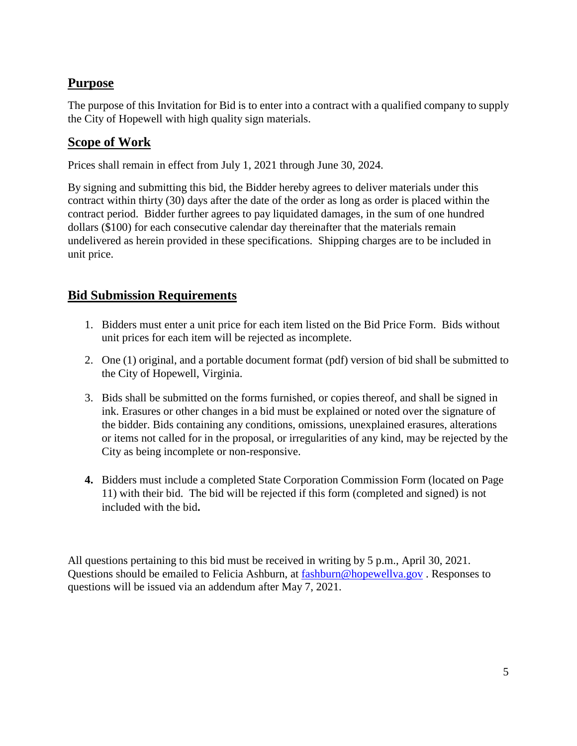## Purpose

The purpose of this Invitation for Bid is to enter into a contract with a qualified company to supply the City of Hopewell with high quality sign materials.

## Scope of Work

Prices shall remain in effect from July 1, 2021 through June 30, 2024.

By signing and submitting this bid, the Bidder hereby agrees to deliver materials under this contract within thirty (30) days after the date of the order as long as order is placed within the contract period. Bidder further agrees to pay liquidated damages, in the sum of one hundred dollars ($100) for each consecutive calendar day thereinafter that the materials remain undelivered as herein provided in these specifications. Shipping charges are to be included in unit price.

## Bid Submission Requirements

1. Bidders must enter a unit price for each item listed on the Bid Price Form. Bids without unit prices for each item will be rejected as incomplete.
2. One (1) original, and a portable document format (pdf) version of bid shall be submitted to the City of Hopewell, Virginia.
3. Bids shall be submitted on the forms furnished, or copies thereof, and shall be signed in ink. Erasures or other changes in a bid must be explained or noted over the signature of the bidder. Bids containing any conditions, omissions, unexplained erasures, alterations or items not called for in the proposal, or irregularities of any kind, may be rejected by the City as being incomplete or non-responsive.
4. Bidders must include a completed State Corporation Commission Form (located on Page 11) with their bid. The bid will be rejected if this form (completed and signed) is not included with the bid.

All questions pertaining to this bid must be received in writing by 5 p.m., April 30, 2021. Questions should be emailed to Felicia Ashburn, at fashburn@hopewellva.gov . Responses to questions will be issued via an addendum after May 7, 2021.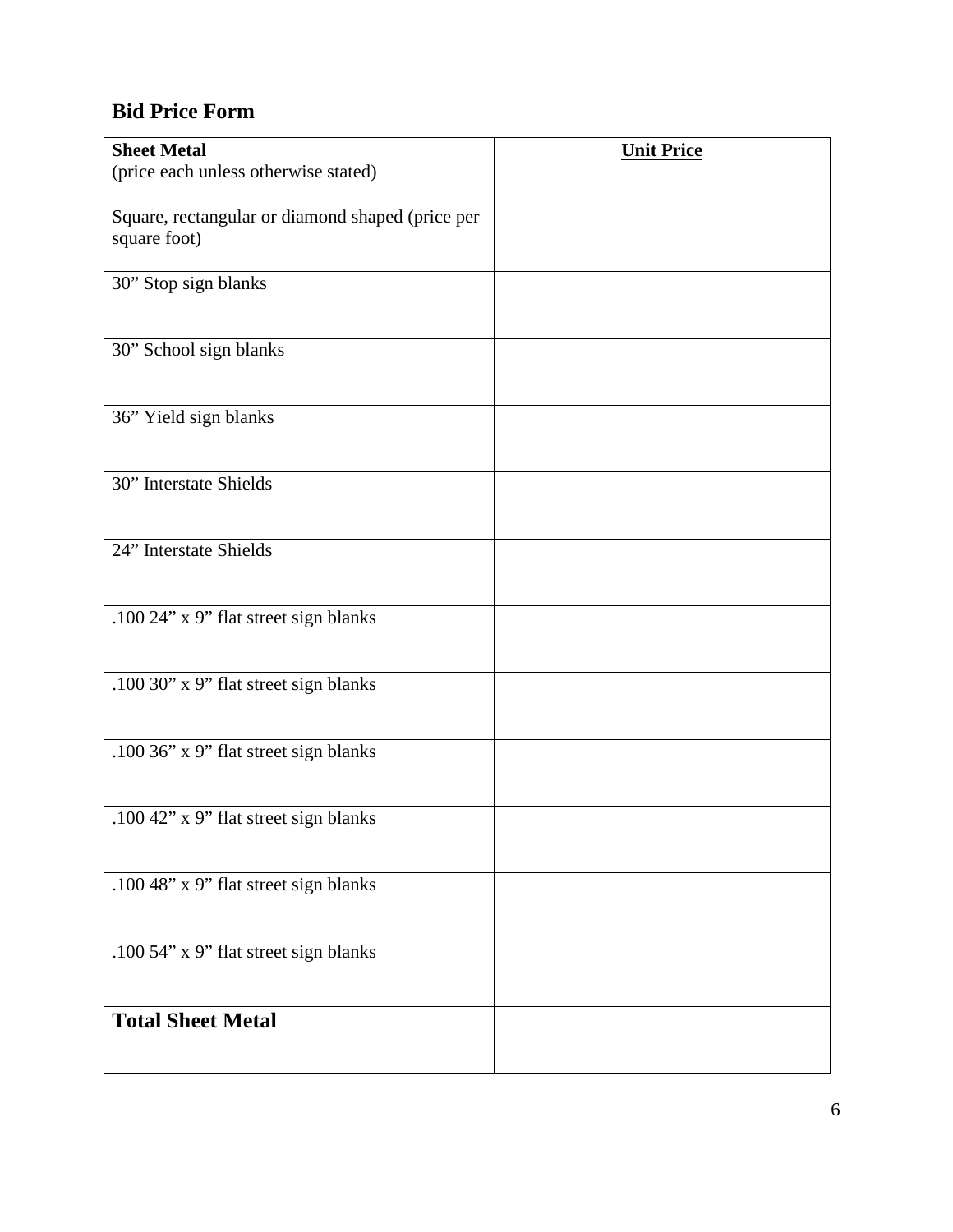## Bid Price Form

| **Sheet Metal** (price each unless otherwise stated) | **Unit Price** |
|---|---|
| Square, rectangular or diamond shaped (price per square foot) | |
| 30” Stop sign blanks | |
| 30” School sign blanks | |
| 36” Yield sign blanks | |
| 30” Interstate Shields | |
| 24” Interstate Shields | |
| .100 24” x 9” flat street sign blanks | |
| .100 30” x 9” flat street sign blanks | |
| .100 36” x 9” flat street sign blanks | |
| .100 42” x 9” flat street sign blanks | |
| .100 48” x 9” flat street sign blanks | |
| .100 54” x 9” flat street sign blanks | |
| **Total Sheet Metal** | |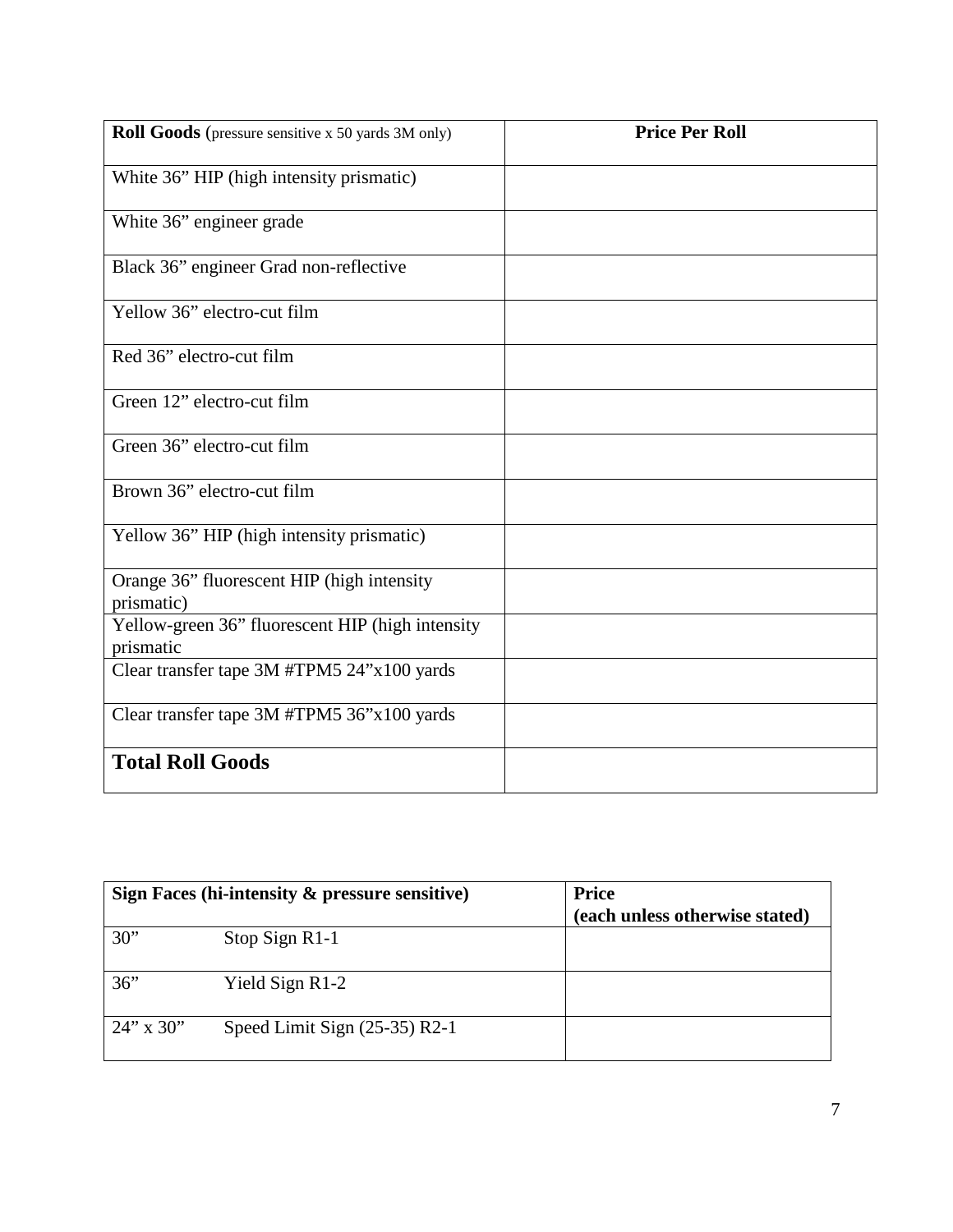| **Roll Goods** (pressure sensitive x 50 yards 3M only) | **Price Per Roll** |
| --- | --- |
| White 36” HIP (high intensity prismatic) | |
| White 36” engineer grade | |
| Black 36” engineer Grad non-reflective | |
| Yellow 36” electro-cut film | |
| Red 36” electro-cut film | |
| Green 12” electro-cut film | |
| Green 36” electro-cut film | |
| Brown 36” electro-cut film | |
| Yellow 36” HIP (high intensity prismatic) | |
| Orange 36” fluorescent HIP (high intensity prismatic) | |
| Yellow-green 36” fluorescent HIP (high intensity prismatic | |
| Clear transfer tape 3M #TPM5 24”x100 yards | |
| Clear transfer tape 3M #TPM5 36”x100 yards | |
| **Total Roll Goods** | |

| **Sign Faces (hi-intensity & pressure sensitive)** | | **Price (each unless otherwise stated)** |
| --- | --- | --- |
| 30” | Stop Sign R1-1 | |
| 36” | Yield Sign R1-2 | |
| 24” x 30” | Speed Limit Sign (25-35) R2-1 | |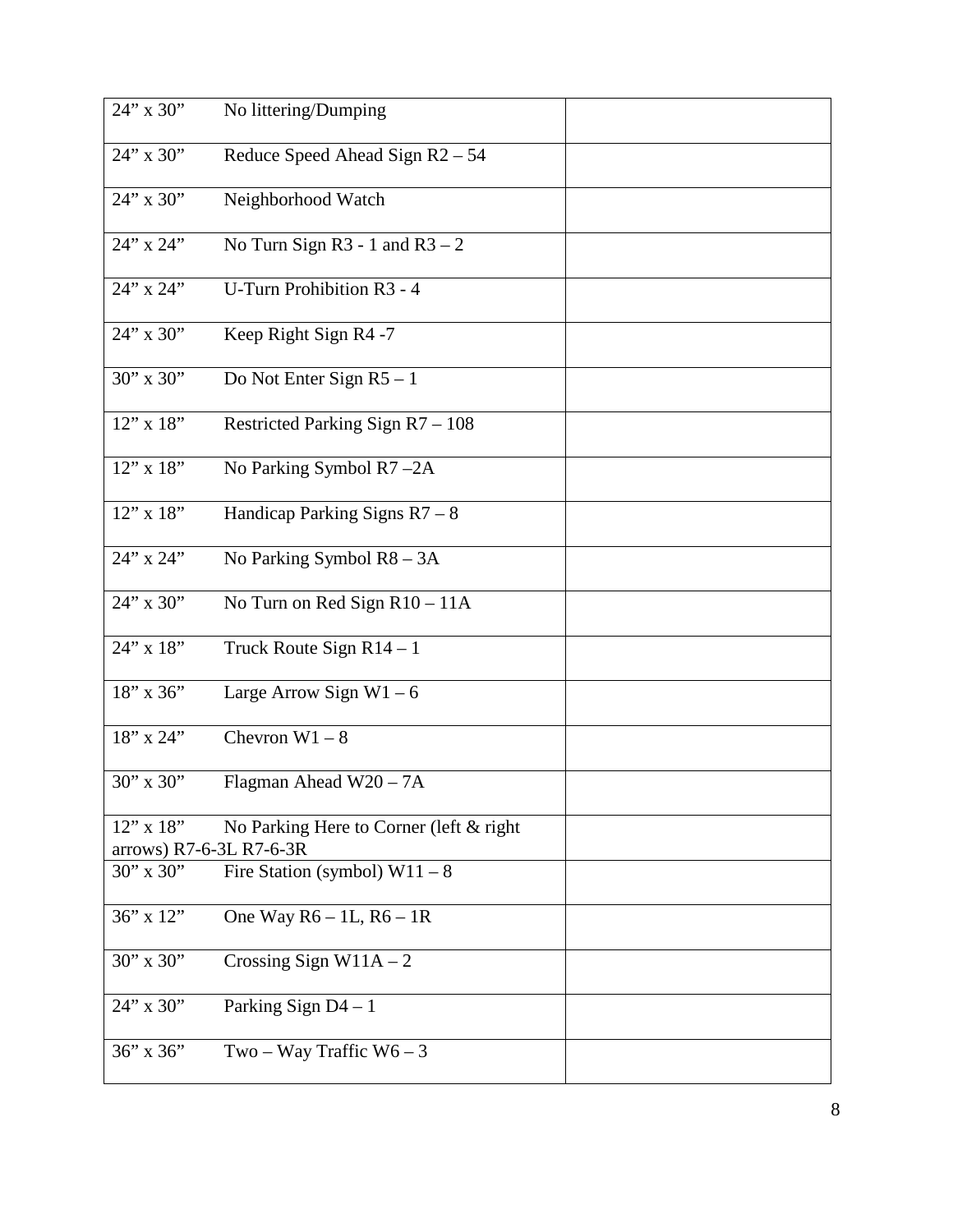| | |
|---|---|
| 24" x 30"     No littering/Dumping | |
| 24" x 30"     Reduce Speed Ahead Sign R2 – 54 | |
| 24" x 30"     Neighborhood Watch | |
| 24" x 24"     No Turn Sign R3 - 1 and R3 – 2 | |
| 24" x 24"     U-Turn Prohibition R3 - 4 | |
| 24" x 30"     Keep Right Sign R4 -7 | |
| 30" x 30"     Do Not Enter Sign R5 – 1 | |
| 12" x 18"     Restricted Parking Sign R7 – 108 | |
| 12" x 18"     No Parking Symbol R7 –2A | |
| 12" x 18"     Handicap Parking Signs R7 – 8 | |
| 24" x 24"     No Parking Symbol R8 – 3A | |
| 24" x 30"     No Turn on Red Sign R10 – 11A | |
| 24" x 18"     Truck Route Sign R14 – 1 | |
| 18" x 36"     Large Arrow Sign W1 – 6 | |
| 18" x 24"     Chevron W1 – 8 | |
| 30" x 30"     Flagman Ahead W20 – 7A | |
| 12" x 18"     No Parking Here to Corner (left & right arrows) R7-6-3L R7-6-3R | |
| 30" x 30"     Fire Station (symbol) W11 – 8 | |
| 36" x 12"     One Way R6 – 1L, R6 – 1R | |
| 30" x 30"     Crossing Sign W11A – 2 | |
| 24" x 30"     Parking Sign D4 – 1 | |
| 36" x 36"     Two – Way Traffic W6 – 3 | |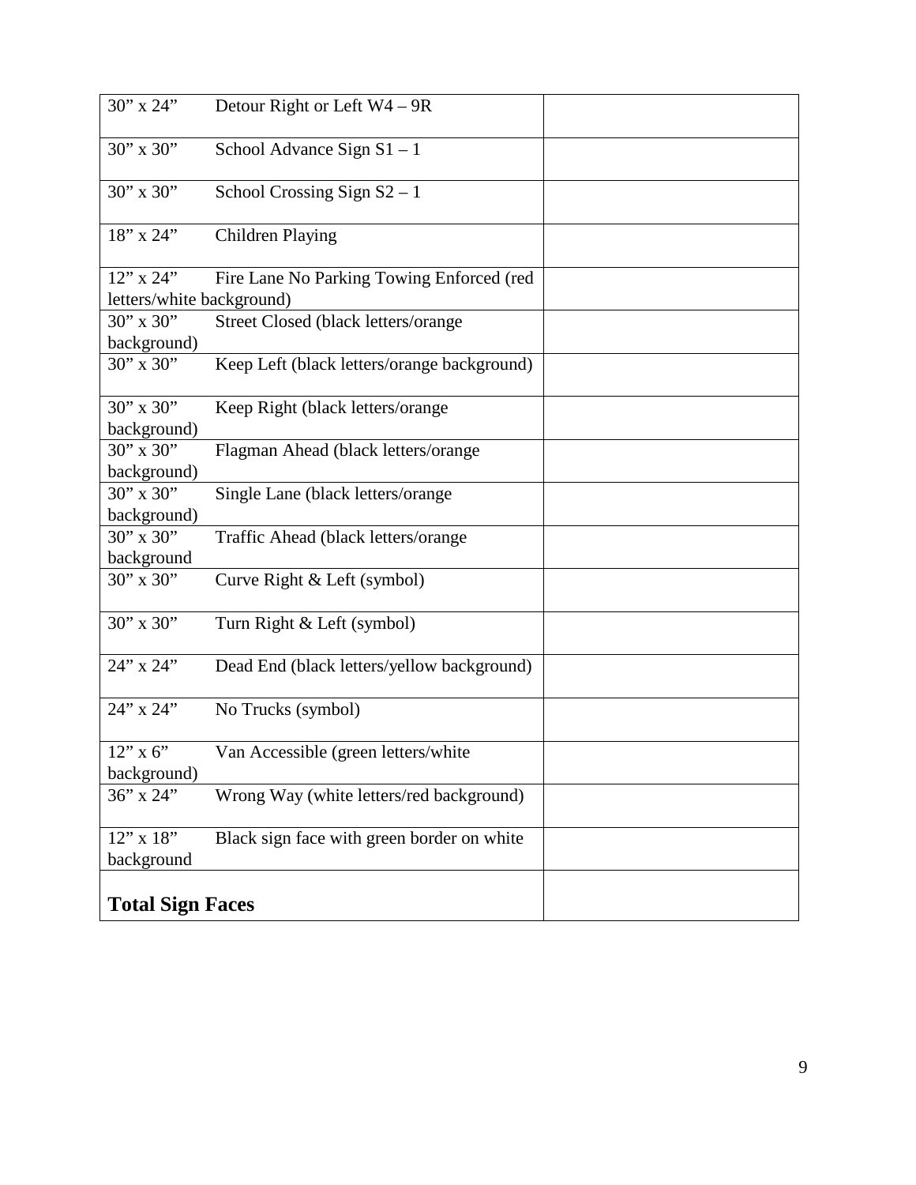| | |
|---|---|
| 30" x 24" Detour Right or Left W4 – 9R | |
| 30" x 30" School Advance Sign S1 – 1 | |
| 30" x 30" School Crossing Sign S2 – 1 | |
| 18" x 24" Children Playing | |
| 12" x 24" Fire Lane No Parking Towing Enforced (red letters/white background) | |
| 30" x 30" Street Closed (black letters/orange background) | |
| 30" x 30" Keep Left (black letters/orange background) | |
| 30" x 30" Keep Right (black letters/orange background) | |
| 30" x 30" Flagman Ahead (black letters/orange background) | |
| 30" x 30" Single Lane (black letters/orange background) | |
| 30" x 30" Traffic Ahead (black letters/orange background | |
| 30" x 30" Curve Right & Left (symbol) | |
| 30" x 30" Turn Right & Left (symbol) | |
| 24" x 24" Dead End (black letters/yellow background) | |
| 24" x 24" No Trucks (symbol) | |
| 12" x 6" Van Accessible (green letters/white background) | |
| 36" x 24" Wrong Way (white letters/red background) | |
| 12" x 18" Black sign face with green border on white background | |
| **Total Sign Faces** | |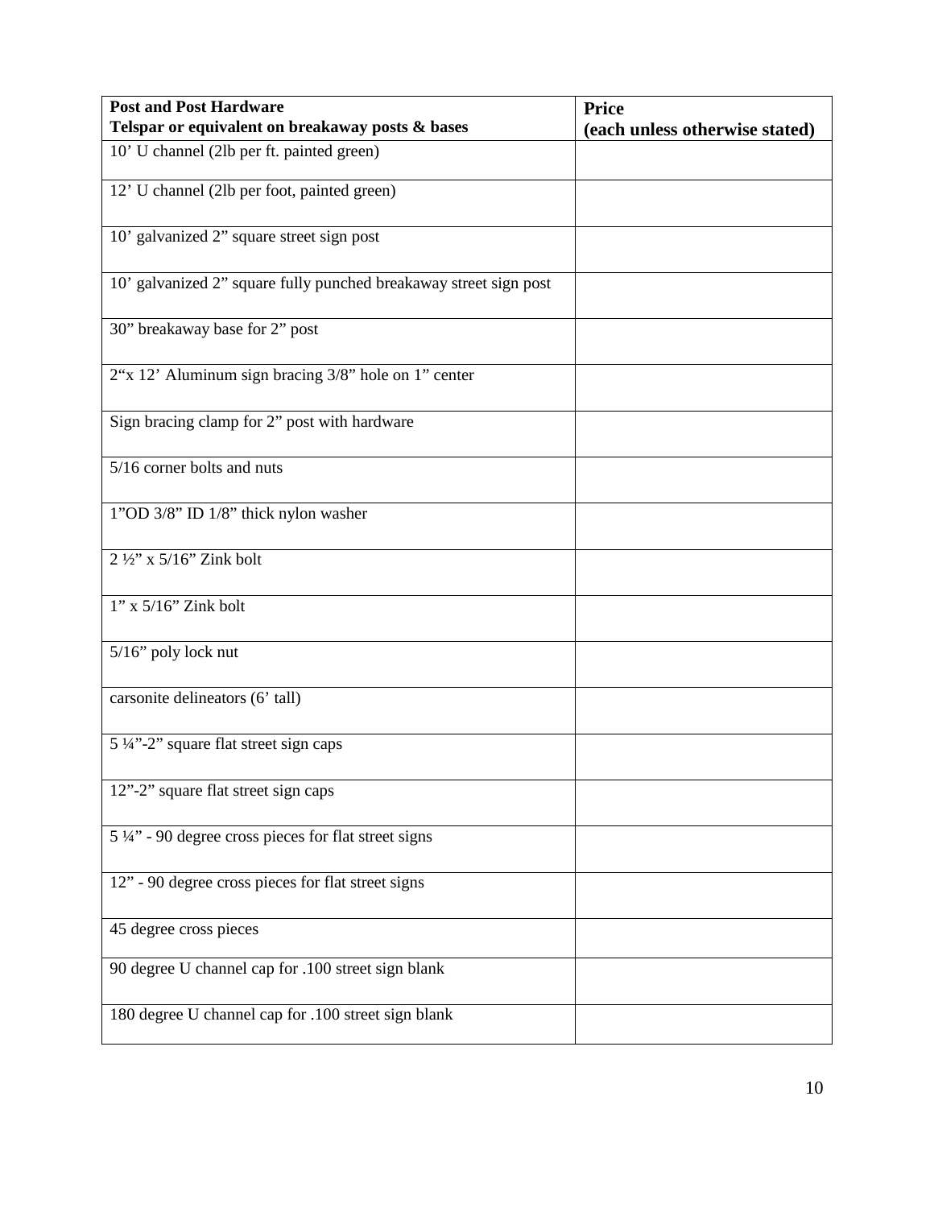| **Post and Post Hardware**<br>**Telspar or equivalent on breakaway posts & bases** | **Price**<br>**(each unless otherwise stated)** |
|---|---|
| 10' U channel (2lb per ft. painted green) | |
| 12' U channel (2lb per foot, painted green) | |
| 10' galvanized 2" square street sign post | |
| 10' galvanized 2" square fully punched breakaway street sign post | |
| 30" breakaway base for 2" post | |
| 2"x 12' Aluminum sign bracing 3/8" hole on 1" center | |
| Sign bracing clamp for 2" post with hardware | |
| 5/16 corner bolts and nuts | |
| 1"OD 3/8" ID 1/8" thick nylon washer | |
| 2 ½" x 5/16" Zink bolt | |
| 1" x 5/16" Zink bolt | |
| 5/16" poly lock nut | |
| carsonite delineators (6' tall) | |
| 5 ¼"-2" square flat street sign caps | |
| 12"-2" square flat street sign caps | |
| 5 ¼" - 90 degree cross pieces for flat street signs | |
| 12" - 90 degree cross pieces for flat street signs | |
| 45 degree cross pieces | |
| 90 degree U channel cap for .100 street sign blank | |
| 180 degree U channel cap for .100 street sign blank | |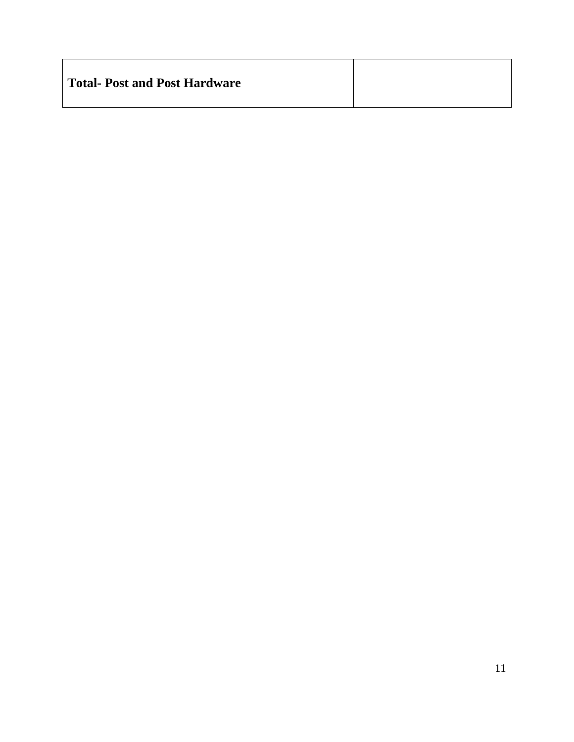| **Total- Post and Post Hardware** | |
|---|---|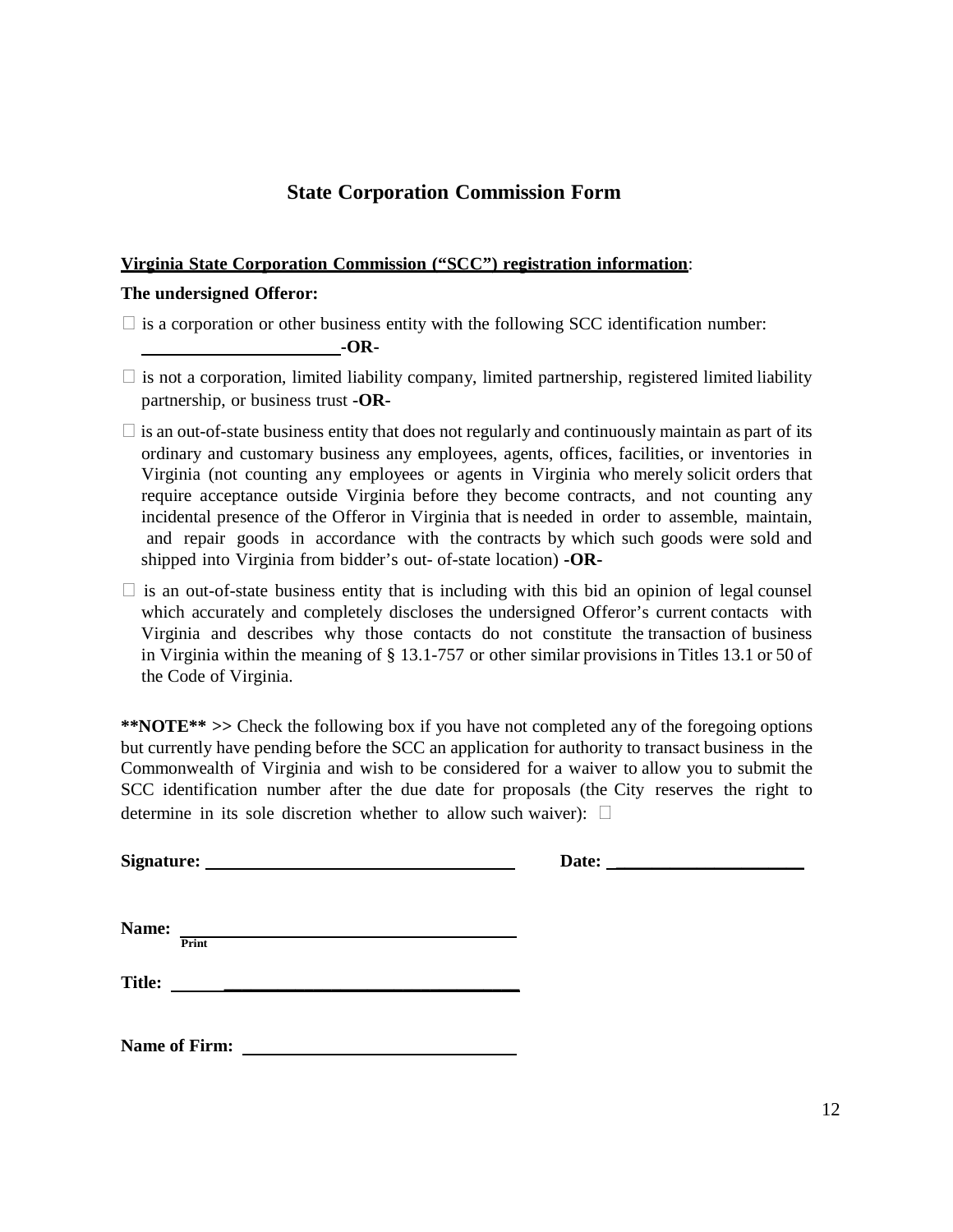## State Corporation Commission Form

**Virginia State Corporation Commission ("SCC") registration information**:

**The undersigned Offeror:**

☐ is a corporation or other business entity with the following SCC identification number: ______________________ **-OR-**

☐ is not a corporation, limited liability company, limited partnership, registered limited liability partnership, or business trust **-OR-**

☐ is an out-of-state business entity that does not regularly and continuously maintain as part of its ordinary and customary business any employees, agents, offices, facilities, or inventories in Virginia (not counting any employees or agents in Virginia who merely solicit orders that require acceptance outside Virginia before they become contracts, and not counting any incidental presence of the Offeror in Virginia that is needed in order to assemble, maintain, and repair goods in accordance with the contracts by which such goods were sold and shipped into Virginia from bidder's out- of-state location) **-OR-**

☐ is an out-of-state business entity that is including with this bid an opinion of legal counsel which accurately and completely discloses the undersigned Offeror's current contacts with Virginia and describes why those contacts do not constitute the transaction of business in Virginia within the meaning of § 13.1-757 or other similar provisions in Titles 13.1 or 50 of the Code of Virginia.

**\*\*NOTE\*\* >>** Check the following box if you have not completed any of the foregoing options but currently have pending before the SCC an application for authority to transact business in the Commonwealth of Virginia and wish to be considered for a waiver to allow you to submit the SCC identification number after the due date for proposals (the City reserves the right to determine in its sole discretion whether to allow such waiver): ☐

**Signature:** ________________________________ **Date:** ______________________

**Name:** ________________________________________
Print

**Title:** ________________________________________

**Name of Firm:** ______________________________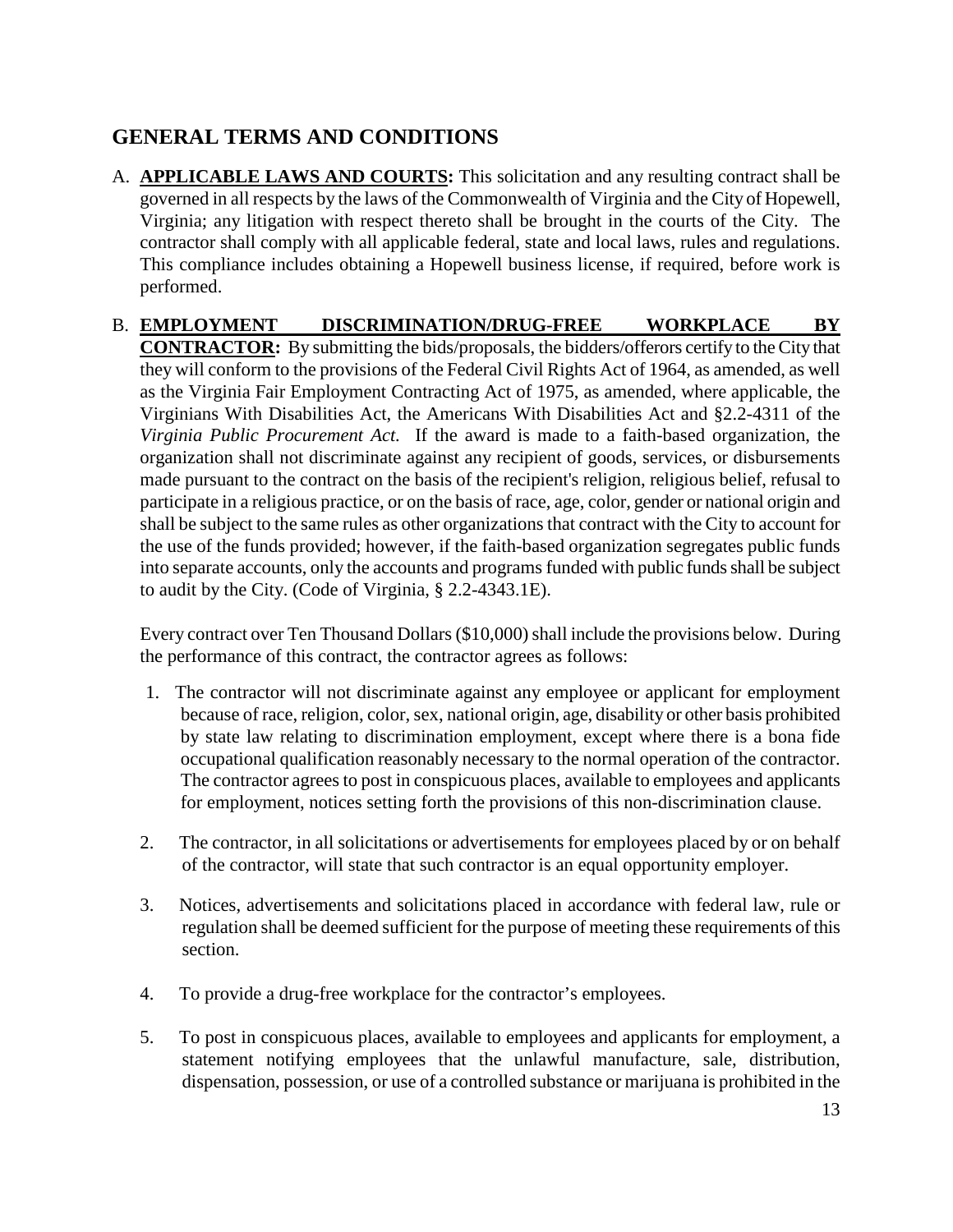## GENERAL TERMS AND CONDITIONS

A. **APPLICABLE LAWS AND COURTS:** This solicitation and any resulting contract shall be governed in all respects by the laws of the Commonwealth of Virginia and the City of Hopewell, Virginia; any litigation with respect thereto shall be brought in the courts of the City. The contractor shall comply with all applicable federal, state and local laws, rules and regulations. This compliance includes obtaining a Hopewell business license, if required, before work is performed.

B. **EMPLOYMENT DISCRIMINATION/DRUG-FREE WORKPLACE BY CONTRACTOR:** By submitting the bids/proposals, the bidders/offerors certify to the City that they will conform to the provisions of the Federal Civil Rights Act of 1964, as amended, as well as the Virginia Fair Employment Contracting Act of 1975, as amended, where applicable, the Virginians With Disabilities Act, the Americans With Disabilities Act and §2.2-4311 of the *Virginia Public Procurement Act.* If the award is made to a faith-based organization, the organization shall not discriminate against any recipient of goods, services, or disbursements made pursuant to the contract on the basis of the recipient's religion, religious belief, refusal to participate in a religious practice, or on the basis of race, age, color, gender or national origin and shall be subject to the same rules as other organizations that contract with the City to account for the use of the funds provided; however, if the faith-based organization segregates public funds into separate accounts, only the accounts and programs funded with public funds shall be subject to audit by the City. (Code of Virginia, § 2.2-4343.1E).

Every contract over Ten Thousand Dollars ($10,000) shall include the provisions below. During the performance of this contract, the contractor agrees as follows:

1. The contractor will not discriminate against any employee or applicant for employment because of race, religion, color, sex, national origin, age, disability or other basis prohibited by state law relating to discrimination employment, except where there is a bona fide occupational qualification reasonably necessary to the normal operation of the contractor. The contractor agrees to post in conspicuous places, available to employees and applicants for employment, notices setting forth the provisions of this non-discrimination clause.

2. The contractor, in all solicitations or advertisements for employees placed by or on behalf of the contractor, will state that such contractor is an equal opportunity employer.

3. Notices, advertisements and solicitations placed in accordance with federal law, rule or regulation shall be deemed sufficient for the purpose of meeting these requirements of this section.

4. To provide a drug-free workplace for the contractor's employees.

5. To post in conspicuous places, available to employees and applicants for employment, a statement notifying employees that the unlawful manufacture, sale, distribution, dispensation, possession, or use of a controlled substance or marijuana is prohibited in the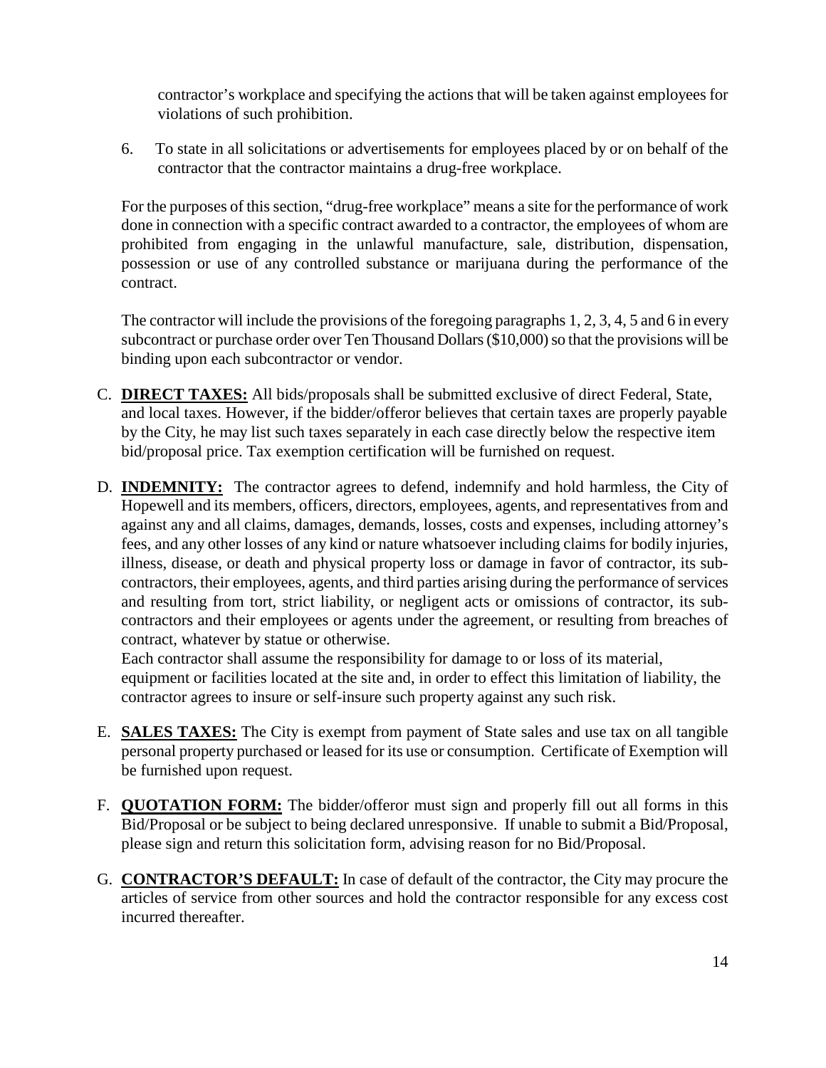contractor's workplace and specifying the actions that will be taken against employees for violations of such prohibition.

6. To state in all solicitations or advertisements for employees placed by or on behalf of the contractor that the contractor maintains a drug-free workplace.

For the purposes of this section, "drug-free workplace" means a site for the performance of work done in connection with a specific contract awarded to a contractor, the employees of whom are prohibited from engaging in the unlawful manufacture, sale, distribution, dispensation, possession or use of any controlled substance or marijuana during the performance of the contract.

The contractor will include the provisions of the foregoing paragraphs 1, 2, 3, 4, 5 and 6 in every subcontract or purchase order over Ten Thousand Dollars ($10,000) so that the provisions will be binding upon each subcontractor or vendor.

C. **DIRECT TAXES:** All bids/proposals shall be submitted exclusive of direct Federal, State, and local taxes. However, if the bidder/offeror believes that certain taxes are properly payable by the City, he may list such taxes separately in each case directly below the respective item bid/proposal price. Tax exemption certification will be furnished on request.

D. **INDEMNITY:** The contractor agrees to defend, indemnify and hold harmless, the City of Hopewell and its members, officers, directors, employees, agents, and representatives from and against any and all claims, damages, demands, losses, costs and expenses, including attorney's fees, and any other losses of any kind or nature whatsoever including claims for bodily injuries, illness, disease, or death and physical property loss or damage in favor of contractor, its sub-contractors, their employees, agents, and third parties arising during the performance of services and resulting from tort, strict liability, or negligent acts or omissions of contractor, its sub-contractors and their employees or agents under the agreement, or resulting from breaches of contract, whatever by statue or otherwise.
Each contractor shall assume the responsibility for damage to or loss of its material, equipment or facilities located at the site and, in order to effect this limitation of liability, the contractor agrees to insure or self-insure such property against any such risk.

E. **SALES TAXES:** The City is exempt from payment of State sales and use tax on all tangible personal property purchased or leased for its use or consumption. Certificate of Exemption will be furnished upon request.

F. **QUOTATION FORM:** The bidder/offeror must sign and properly fill out all forms in this Bid/Proposal or be subject to being declared unresponsive. If unable to submit a Bid/Proposal, please sign and return this solicitation form, advising reason for no Bid/Proposal.

G. **CONTRACTOR'S DEFAULT:** In case of default of the contractor, the City may procure the articles of service from other sources and hold the contractor responsible for any excess cost incurred thereafter.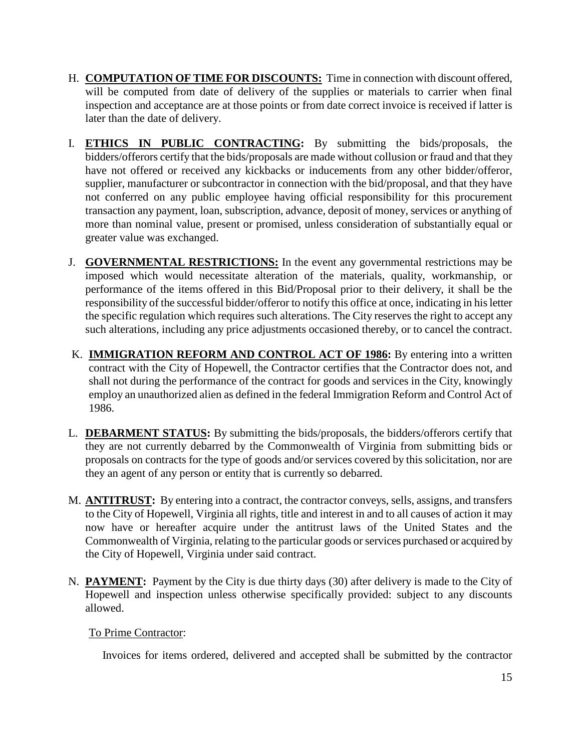H. **COMPUTATION OF TIME FOR DISCOUNTS:** Time in connection with discount offered, will be computed from date of delivery of the supplies or materials to carrier when final inspection and acceptance are at those points or from date correct invoice is received if latter is later than the date of delivery.

I. **ETHICS IN PUBLIC CONTRACTING:** By submitting the bids/proposals, the bidders/offerors certify that the bids/proposals are made without collusion or fraud and that they have not offered or received any kickbacks or inducements from any other bidder/offeror, supplier, manufacturer or subcontractor in connection with the bid/proposal, and that they have not conferred on any public employee having official responsibility for this procurement transaction any payment, loan, subscription, advance, deposit of money, services or anything of more than nominal value, present or promised, unless consideration of substantially equal or greater value was exchanged.

J. **GOVERNMENTAL RESTRICTIONS:** In the event any governmental restrictions may be imposed which would necessitate alteration of the materials, quality, workmanship, or performance of the items offered in this Bid/Proposal prior to their delivery, it shall be the responsibility of the successful bidder/offeror to notify this office at once, indicating in his letter the specific regulation which requires such alterations. The City reserves the right to accept any such alterations, including any price adjustments occasioned thereby, or to cancel the contract.

K. **IMMIGRATION REFORM AND CONTROL ACT OF 1986:** By entering into a written contract with the City of Hopewell, the Contractor certifies that the Contractor does not, and shall not during the performance of the contract for goods and services in the City, knowingly employ an unauthorized alien as defined in the federal Immigration Reform and Control Act of 1986.

L. **DEBARMENT STATUS:** By submitting the bids/proposals, the bidders/offerors certify that they are not currently debarred by the Commonwealth of Virginia from submitting bids or proposals on contracts for the type of goods and/or services covered by this solicitation, nor are they an agent of any person or entity that is currently so debarred.

M. **ANTITRUST:** By entering into a contract, the contractor conveys, sells, assigns, and transfers to the City of Hopewell, Virginia all rights, title and interest in and to all causes of action it may now have or hereafter acquire under the antitrust laws of the United States and the Commonwealth of Virginia, relating to the particular goods or services purchased or acquired by the City of Hopewell, Virginia under said contract.

N. **PAYMENT:** Payment by the City is due thirty days (30) after delivery is made to the City of Hopewell and inspection unless otherwise specifically provided: subject to any discounts allowed.

To Prime Contractor:

Invoices for items ordered, delivered and accepted shall be submitted by the contractor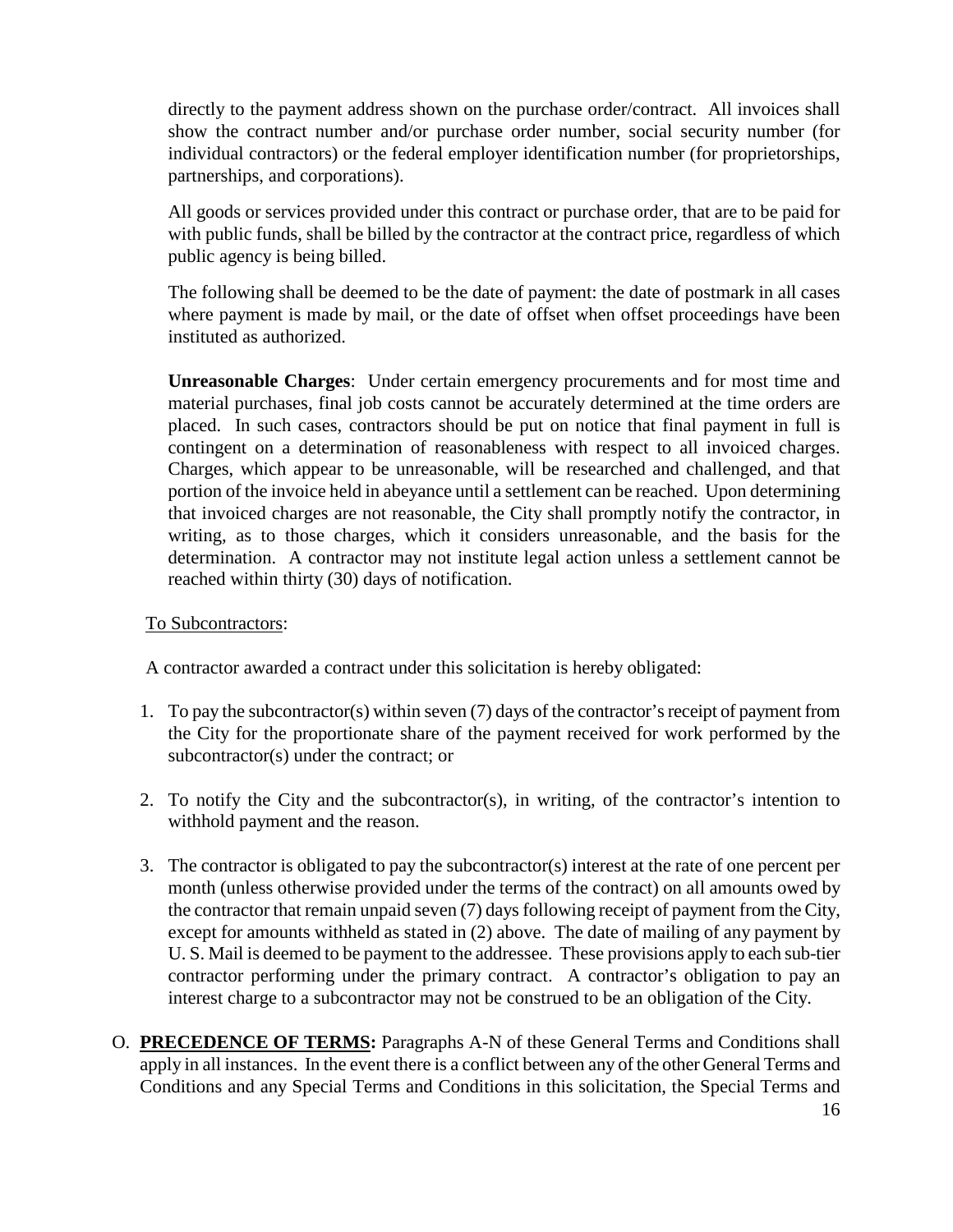directly to the payment address shown on the purchase order/contract. All invoices shall show the contract number and/or purchase order number, social security number (for individual contractors) or the federal employer identification number (for proprietorships, partnerships, and corporations).

All goods or services provided under this contract or purchase order, that are to be paid for with public funds, shall be billed by the contractor at the contract price, regardless of which public agency is being billed.

The following shall be deemed to be the date of payment: the date of postmark in all cases where payment is made by mail, or the date of offset when offset proceedings have been instituted as authorized.

**Unreasonable Charges**: Under certain emergency procurements and for most time and material purchases, final job costs cannot be accurately determined at the time orders are placed. In such cases, contractors should be put on notice that final payment in full is contingent on a determination of reasonableness with respect to all invoiced charges. Charges, which appear to be unreasonable, will be researched and challenged, and that portion of the invoice held in abeyance until a settlement can be reached. Upon determining that invoiced charges are not reasonable, the City shall promptly notify the contractor, in writing, as to those charges, which it considers unreasonable, and the basis for the determination. A contractor may not institute legal action unless a settlement cannot be reached within thirty (30) days of notification.

To Subcontractors:

A contractor awarded a contract under this solicitation is hereby obligated:

1. To pay the subcontractor(s) within seven (7) days of the contractor's receipt of payment from the City for the proportionate share of the payment received for work performed by the subcontractor(s) under the contract; or

2. To notify the City and the subcontractor(s), in writing, of the contractor's intention to withhold payment and the reason.

3. The contractor is obligated to pay the subcontractor(s) interest at the rate of one percent per month (unless otherwise provided under the terms of the contract) on all amounts owed by the contractor that remain unpaid seven (7) days following receipt of payment from the City, except for amounts withheld as stated in (2) above. The date of mailing of any payment by U. S. Mail is deemed to be payment to the addressee. These provisions apply to each sub-tier contractor performing under the primary contract. A contractor's obligation to pay an interest charge to a subcontractor may not be construed to be an obligation of the City.

O. **PRECEDENCE OF TERMS:** Paragraphs A-N of these General Terms and Conditions shall apply in all instances. In the event there is a conflict between any of the other General Terms and Conditions and any Special Terms and Conditions in this solicitation, the Special Terms and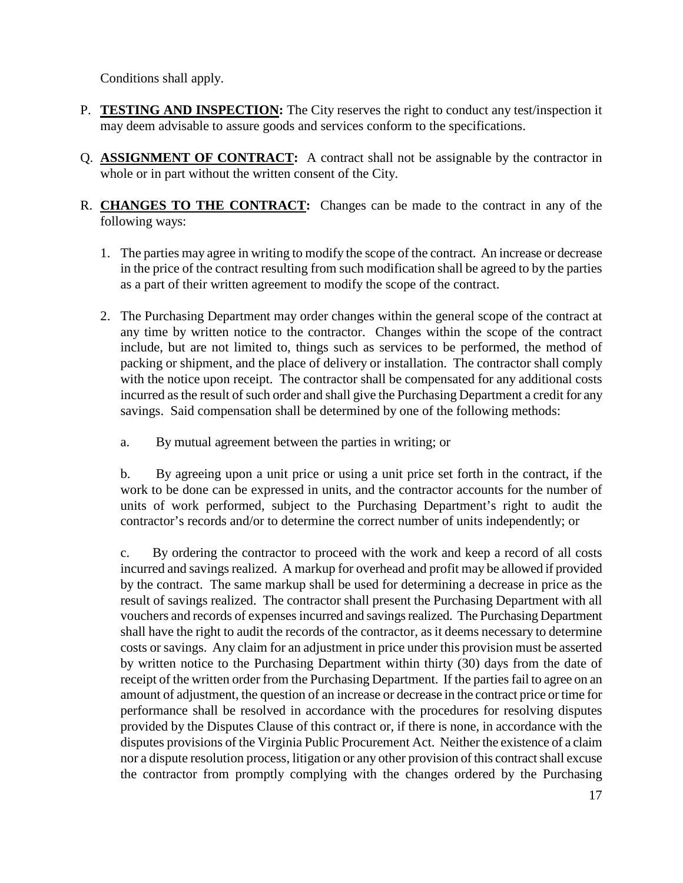Conditions shall apply.

P. **<u>TESTING AND INSPECTION</u>:** The City reserves the right to conduct any test/inspection it may deem advisable to assure goods and services conform to the specifications.

Q. **<u>ASSIGNMENT OF CONTRACT</u>:** A contract shall not be assignable by the contractor in whole or in part without the written consent of the City.

R. **<u>CHANGES TO THE CONTRACT</u>:** Changes can be made to the contract in any of the following ways:

1. The parties may agree in writing to modify the scope of the contract. An increase or decrease in the price of the contract resulting from such modification shall be agreed to by the parties as a part of their written agreement to modify the scope of the contract.

2. The Purchasing Department may order changes within the general scope of the contract at any time by written notice to the contractor. Changes within the scope of the contract include, but are not limited to, things such as services to be performed, the method of packing or shipment, and the place of delivery or installation. The contractor shall comply with the notice upon receipt. The contractor shall be compensated for any additional costs incurred as the result of such order and shall give the Purchasing Department a credit for any savings. Said compensation shall be determined by one of the following methods:

   a. By mutual agreement between the parties in writing; or

   b. By agreeing upon a unit price or using a unit price set forth in the contract, if the work to be done can be expressed in units, and the contractor accounts for the number of units of work performed, subject to the Purchasing Department's right to audit the contractor's records and/or to determine the correct number of units independently; or

   c. By ordering the contractor to proceed with the work and keep a record of all costs incurred and savings realized. A markup for overhead and profit may be allowed if provided by the contract. The same markup shall be used for determining a decrease in price as the result of savings realized. The contractor shall present the Purchasing Department with all vouchers and records of expenses incurred and savings realized. The Purchasing Department shall have the right to audit the records of the contractor, as it deems necessary to determine costs or savings. Any claim for an adjustment in price under this provision must be asserted by written notice to the Purchasing Department within thirty (30) days from the date of receipt of the written order from the Purchasing Department. If the parties fail to agree on an amount of adjustment, the question of an increase or decrease in the contract price or time for performance shall be resolved in accordance with the procedures for resolving disputes provided by the Disputes Clause of this contract or, if there is none, in accordance with the disputes provisions of the Virginia Public Procurement Act. Neither the existence of a claim nor a dispute resolution process, litigation or any other provision of this contract shall excuse the contractor from promptly complying with the changes ordered by the Purchasing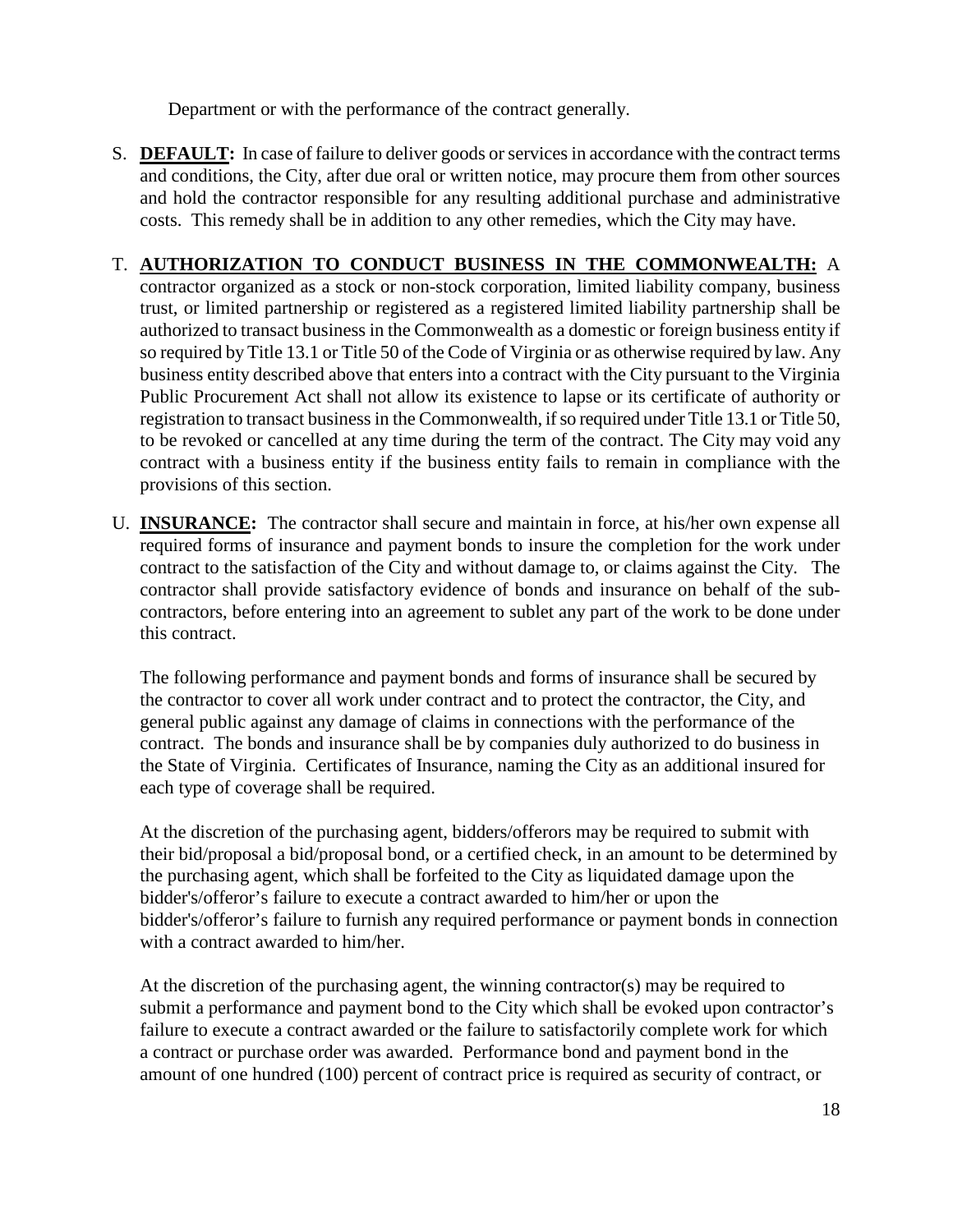Department or with the performance of the contract generally.

S. **DEFAULT:** In case of failure to deliver goods or services in accordance with the contract terms and conditions, the City, after due oral or written notice, may procure them from other sources and hold the contractor responsible for any resulting additional purchase and administrative costs. This remedy shall be in addition to any other remedies, which the City may have.

T. **AUTHORIZATION TO CONDUCT BUSINESS IN THE COMMONWEALTH:** A contractor organized as a stock or non-stock corporation, limited liability company, business trust, or limited partnership or registered as a registered limited liability partnership shall be authorized to transact business in the Commonwealth as a domestic or foreign business entity if so required by Title 13.1 or Title 50 of the Code of Virginia or as otherwise required by law. Any business entity described above that enters into a contract with the City pursuant to the Virginia Public Procurement Act shall not allow its existence to lapse or its certificate of authority or registration to transact business in the Commonwealth, if so required under Title 13.1 or Title 50, to be revoked or cancelled at any time during the term of the contract. The City may void any contract with a business entity if the business entity fails to remain in compliance with the provisions of this section.

U. **INSURANCE:** The contractor shall secure and maintain in force, at his/her own expense all required forms of insurance and payment bonds to insure the completion for the work under contract to the satisfaction of the City and without damage to, or claims against the City. The contractor shall provide satisfactory evidence of bonds and insurance on behalf of the sub-contractors, before entering into an agreement to sublet any part of the work to be done under this contract.

The following performance and payment bonds and forms of insurance shall be secured by the contractor to cover all work under contract and to protect the contractor, the City, and general public against any damage of claims in connections with the performance of the contract. The bonds and insurance shall be by companies duly authorized to do business in the State of Virginia. Certificates of Insurance, naming the City as an additional insured for each type of coverage shall be required.

At the discretion of the purchasing agent, bidders/offerors may be required to submit with their bid/proposal a bid/proposal bond, or a certified check, in an amount to be determined by the purchasing agent, which shall be forfeited to the City as liquidated damage upon the bidder's/offeror's failure to execute a contract awarded to him/her or upon the bidder's/offeror's failure to furnish any required performance or payment bonds in connection with a contract awarded to him/her.

At the discretion of the purchasing agent, the winning contractor(s) may be required to submit a performance and payment bond to the City which shall be evoked upon contractor's failure to execute a contract awarded or the failure to satisfactorily complete work for which a contract or purchase order was awarded. Performance bond and payment bond in the amount of one hundred (100) percent of contract price is required as security of contract, or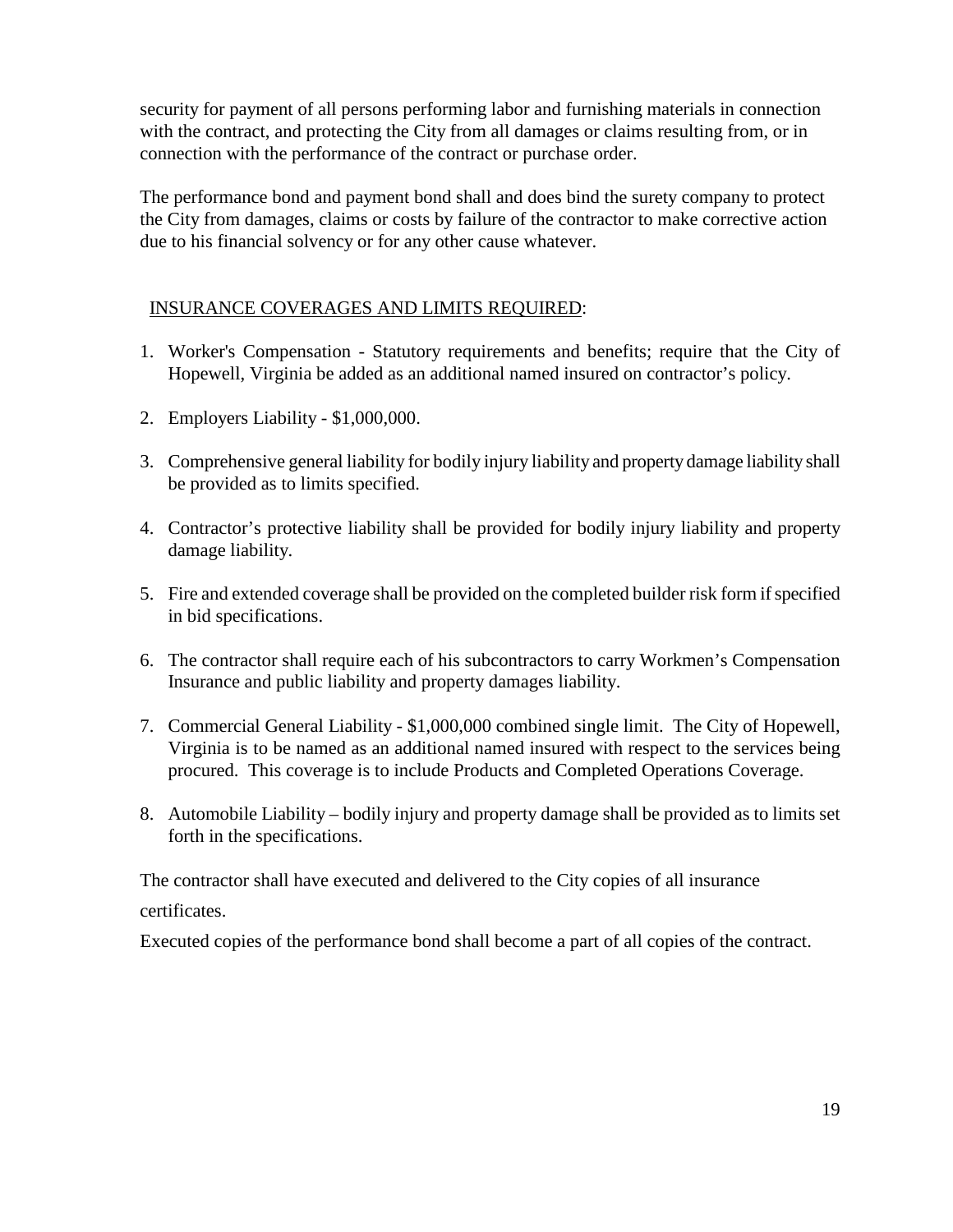security for payment of all persons performing labor and furnishing materials in connection with the contract, and protecting the City from all damages or claims resulting from, or in connection with the performance of the contract or purchase order.

The performance bond and payment bond shall and does bind the surety company to protect the City from damages, claims or costs by failure of the contractor to make corrective action due to his financial solvency or for any other cause whatever.

INSURANCE COVERAGES AND LIMITS REQUIRED:

1. Worker's Compensation - Statutory requirements and benefits; require that the City of Hopewell, Virginia be added as an additional named insured on contractor's policy.

2. Employers Liability - $1,000,000.

3. Comprehensive general liability for bodily injury liability and property damage liability shall be provided as to limits specified.

4. Contractor's protective liability shall be provided for bodily injury liability and property damage liability.

5. Fire and extended coverage shall be provided on the completed builder risk form if specified in bid specifications.

6. The contractor shall require each of his subcontractors to carry Workmen's Compensation Insurance and public liability and property damages liability.

7. Commercial General Liability - $1,000,000 combined single limit. The City of Hopewell, Virginia is to be named as an additional named insured with respect to the services being procured. This coverage is to include Products and Completed Operations Coverage.

8. Automobile Liability – bodily injury and property damage shall be provided as to limits set forth in the specifications.

The contractor shall have executed and delivered to the City copies of all insurance certificates.

Executed copies of the performance bond shall become a part of all copies of the contract.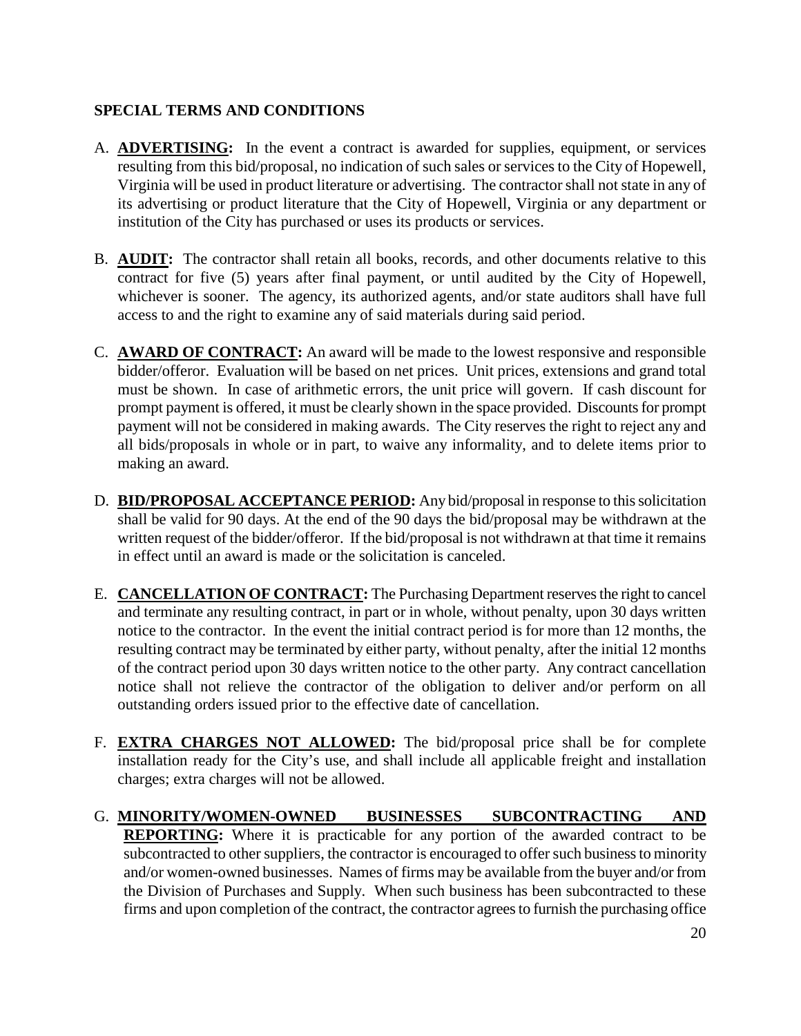## SPECIAL TERMS AND CONDITIONS

A. **ADVERTISING:** In the event a contract is awarded for supplies, equipment, or services resulting from this bid/proposal, no indication of such sales or services to the City of Hopewell, Virginia will be used in product literature or advertising. The contractor shall not state in any of its advertising or product literature that the City of Hopewell, Virginia or any department or institution of the City has purchased or uses its products or services.

B. **AUDIT:** The contractor shall retain all books, records, and other documents relative to this contract for five (5) years after final payment, or until audited by the City of Hopewell, whichever is sooner. The agency, its authorized agents, and/or state auditors shall have full access to and the right to examine any of said materials during said period.

C. **AWARD OF CONTRACT:** An award will be made to the lowest responsive and responsible bidder/offeror. Evaluation will be based on net prices. Unit prices, extensions and grand total must be shown. In case of arithmetic errors, the unit price will govern. If cash discount for prompt payment is offered, it must be clearly shown in the space provided. Discounts for prompt payment will not be considered in making awards. The City reserves the right to reject any and all bids/proposals in whole or in part, to waive any informality, and to delete items prior to making an award.

D. **BID/PROPOSAL ACCEPTANCE PERIOD:** Any bid/proposal in response to this solicitation shall be valid for 90 days. At the end of the 90 days the bid/proposal may be withdrawn at the written request of the bidder/offeror. If the bid/proposal is not withdrawn at that time it remains in effect until an award is made or the solicitation is canceled.

E. **CANCELLATION OF CONTRACT:** The Purchasing Department reserves the right to cancel and terminate any resulting contract, in part or in whole, without penalty, upon 30 days written notice to the contractor. In the event the initial contract period is for more than 12 months, the resulting contract may be terminated by either party, without penalty, after the initial 12 months of the contract period upon 30 days written notice to the other party. Any contract cancellation notice shall not relieve the contractor of the obligation to deliver and/or perform on all outstanding orders issued prior to the effective date of cancellation.

F. **EXTRA CHARGES NOT ALLOWED:** The bid/proposal price shall be for complete installation ready for the City's use, and shall include all applicable freight and installation charges; extra charges will not be allowed.

G. **MINORITY/WOMEN-OWNED BUSINESSES SUBCONTRACTING AND REPORTING:** Where it is practicable for any portion of the awarded contract to be subcontracted to other suppliers, the contractor is encouraged to offer such business to minority and/or women-owned businesses. Names of firms may be available from the buyer and/or from the Division of Purchases and Supply. When such business has been subcontracted to these firms and upon completion of the contract, the contractor agrees to furnish the purchasing office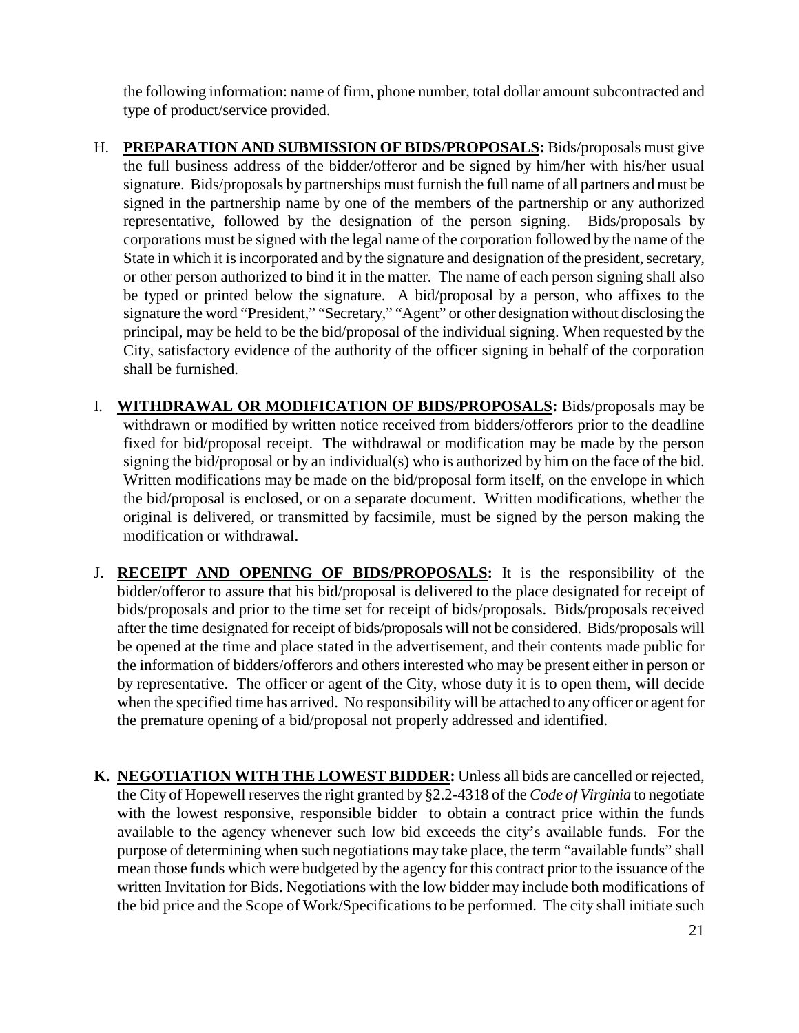the following information: name of firm, phone number, total dollar amount subcontracted and type of product/service provided.

H. **PREPARATION AND SUBMISSION OF BIDS/PROPOSALS:** Bids/proposals must give the full business address of the bidder/offeror and be signed by him/her with his/her usual signature. Bids/proposals by partnerships must furnish the full name of all partners and must be signed in the partnership name by one of the members of the partnership or any authorized representative, followed by the designation of the person signing. Bids/proposals by corporations must be signed with the legal name of the corporation followed by the name of the State in which it is incorporated and by the signature and designation of the president, secretary, or other person authorized to bind it in the matter. The name of each person signing shall also be typed or printed below the signature. A bid/proposal by a person, who affixes to the signature the word "President," "Secretary," "Agent" or other designation without disclosing the principal, may be held to be the bid/proposal of the individual signing. When requested by the City, satisfactory evidence of the authority of the officer signing in behalf of the corporation shall be furnished.

I. **WITHDRAWAL OR MODIFICATION OF BIDS/PROPOSALS:** Bids/proposals may be withdrawn or modified by written notice received from bidders/offerors prior to the deadline fixed for bid/proposal receipt. The withdrawal or modification may be made by the person signing the bid/proposal or by an individual(s) who is authorized by him on the face of the bid. Written modifications may be made on the bid/proposal form itself, on the envelope in which the bid/proposal is enclosed, or on a separate document. Written modifications, whether the original is delivered, or transmitted by facsimile, must be signed by the person making the modification or withdrawal.

J. **RECEIPT AND OPENING OF BIDS/PROPOSALS:** It is the responsibility of the bidder/offeror to assure that his bid/proposal is delivered to the place designated for receipt of bids/proposals and prior to the time set for receipt of bids/proposals. Bids/proposals received after the time designated for receipt of bids/proposals will not be considered. Bids/proposals will be opened at the time and place stated in the advertisement, and their contents made public for the information of bidders/offerors and others interested who may be present either in person or by representative. The officer or agent of the City, whose duty it is to open them, will decide when the specified time has arrived. No responsibility will be attached to any officer or agent for the premature opening of a bid/proposal not properly addressed and identified.

**K. NEGOTIATION WITH THE LOWEST BIDDER:** Unless all bids are cancelled or rejected, the City of Hopewell reserves the right granted by §2.2-4318 of the *Code of Virginia* to negotiate with the lowest responsive, responsible bidder to obtain a contract price within the funds available to the agency whenever such low bid exceeds the city's available funds. For the purpose of determining when such negotiations may take place, the term "available funds" shall mean those funds which were budgeted by the agency for this contract prior to the issuance of the written Invitation for Bids. Negotiations with the low bidder may include both modifications of the bid price and the Scope of Work/Specifications to be performed. The city shall initiate such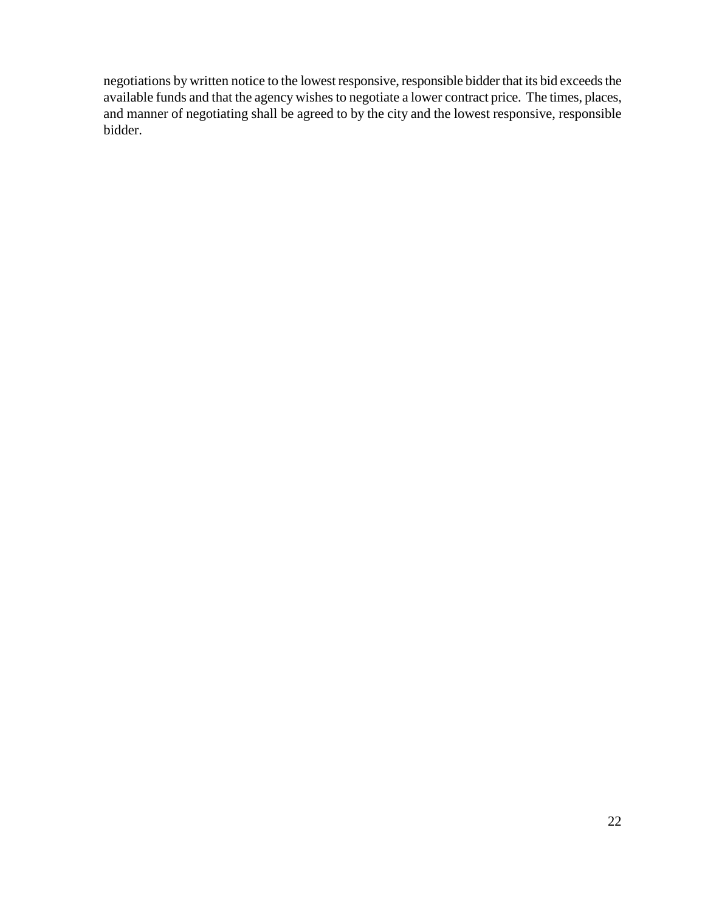negotiations by written notice to the lowest responsive, responsible bidder that its bid exceeds the available funds and that the agency wishes to negotiate a lower contract price. The times, places, and manner of negotiating shall be agreed to by the city and the lowest responsive, responsible bidder.